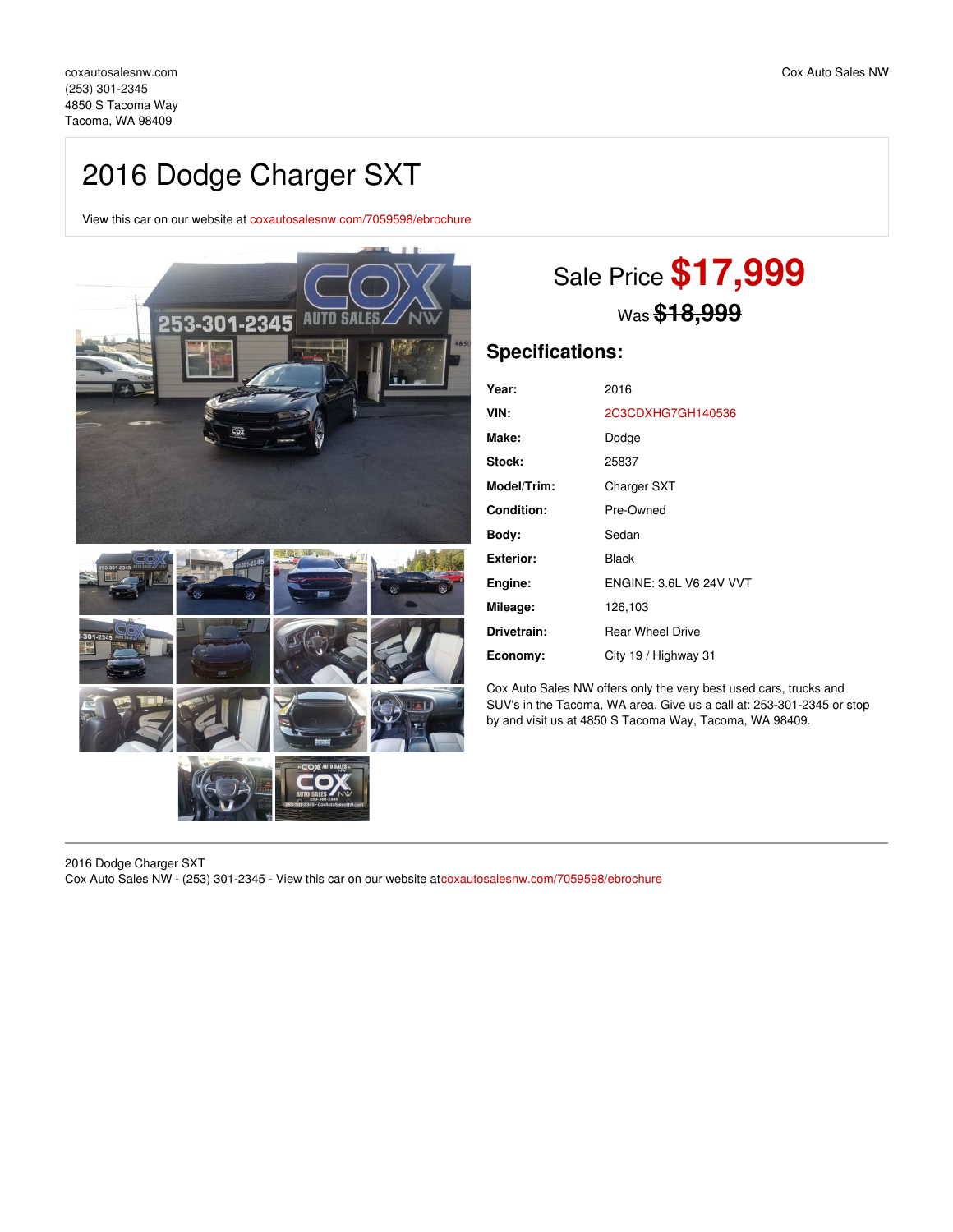coxautosalesnw.com
(253) 301-2345
4850 S Tacoma Way
Tacoma, WA 98409

Cox Auto Sales NW

# 2016 Dodge Charger SXT

View this car on our website at coxautosalesnw.com/7059598/ebrochure

Sale Price **$17,999**

Was ~~$18,999~~

## Specifications:

| | |
|---|---|
| **Year:** | 2016 |
| **VIN:** | 2C3CDXHG7GH140536 |
| **Make:** | Dodge |
| **Stock:** | 25837 |
| **Model/Trim:** | Charger SXT |
| **Condition:** | Pre-Owned |
| **Body:** | Sedan |
| **Exterior:** | Black |
| **Engine:** | ENGINE: 3.6L V6 24V VVT |
| **Mileage:** | 126,103 |
| **Drivetrain:** | Rear Wheel Drive |
| **Economy:** | City 19 / Highway 31 |

Cox Auto Sales NW offers only the very best used cars, trucks and SUV's in the Tacoma, WA area. Give us a call at: 253-301-2345 or stop by and visit us at 4850 S Tacoma Way, Tacoma, WA 98409.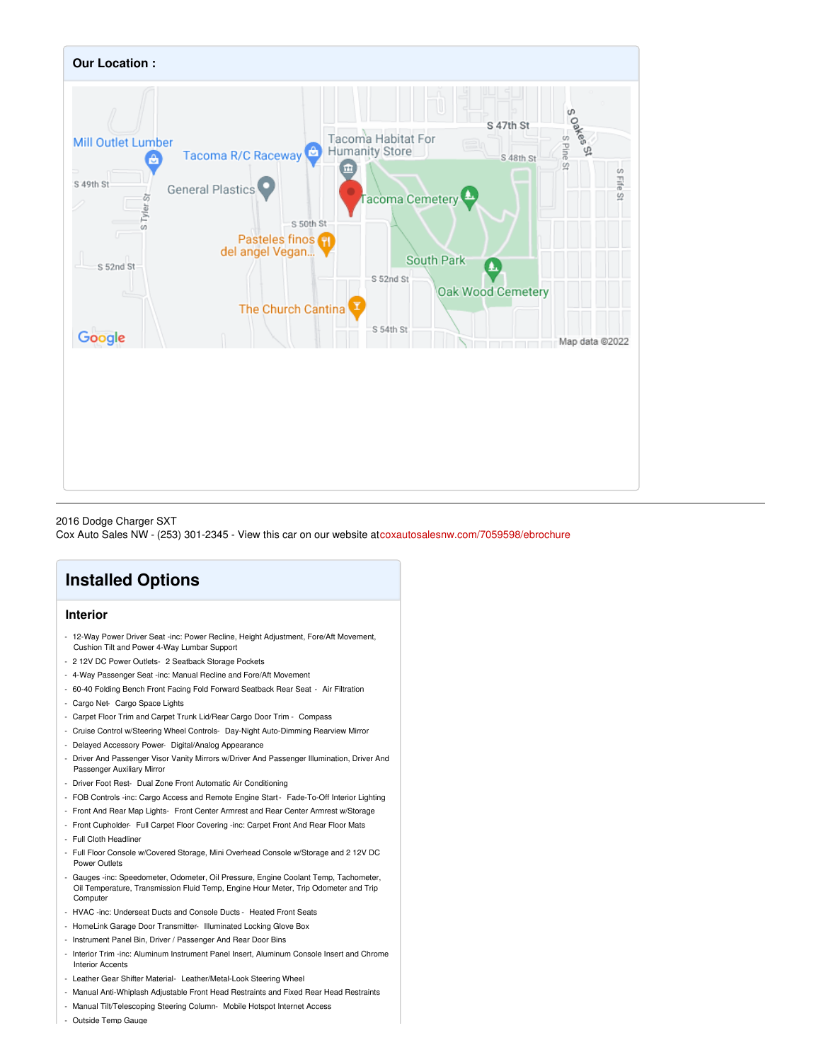## Our Location :

2016 Dodge Charger SXT
Cox Auto Sales NW - (253) 301-2345 - View this car on our website at coxautosalesnw.com/7059598/ebrochure

# Installed Options

## Interior

- 12-Way Power Driver Seat -inc: Power Recline, Height Adjustment, Fore/Aft Movement, Cushion Tilt and Power 4-Way Lumbar Support
- 2 12V DC Power Outlets- 2 Seatback Storage Pockets
- 4-Way Passenger Seat -inc: Manual Recline and Fore/Aft Movement
- 60-40 Folding Bench Front Facing Fold Forward Seatback Rear Seat - Air Filtration
- Cargo Net- Cargo Space Lights
- Carpet Floor Trim and Carpet Trunk Lid/Rear Cargo Door Trim - Compass
- Cruise Control w/Steering Wheel Controls- Day-Night Auto-Dimming Rearview Mirror
- Delayed Accessory Power- Digital/Analog Appearance
- Driver And Passenger Visor Vanity Mirrors w/Driver And Passenger Illumination, Driver And Passenger Auxiliary Mirror
- Driver Foot Rest- Dual Zone Front Automatic Air Conditioning
- FOB Controls -inc: Cargo Access and Remote Engine Start - Fade-To-Off Interior Lighting
- Front And Rear Map Lights- Front Center Armrest and Rear Center Armrest w/Storage
- Front Cupholder- Full Carpet Floor Covering -inc: Carpet Front And Rear Floor Mats
- Full Cloth Headliner
- Full Floor Console w/Covered Storage, Mini Overhead Console w/Storage and 2 12V DC Power Outlets
- Gauges -inc: Speedometer, Odometer, Oil Pressure, Engine Coolant Temp, Tachometer, Oil Temperature, Transmission Fluid Temp, Engine Hour Meter, Trip Odometer and Trip Computer
- HVAC -inc: Underseat Ducts and Console Ducts - Heated Front Seats
- HomeLink Garage Door Transmitter- Illuminated Locking Glove Box
- Instrument Panel Bin, Driver / Passenger And Rear Door Bins
- Interior Trim -inc: Aluminum Instrument Panel Insert, Aluminum Console Insert and Chrome Interior Accents
- Leather Gear Shifter Material- Leather/Metal-Look Steering Wheel
- Manual Anti-Whiplash Adjustable Front Head Restraints and Fixed Rear Head Restraints
- Manual Tilt/Telescoping Steering Column- Mobile Hotspot Internet Access
- Outside Temp Gauge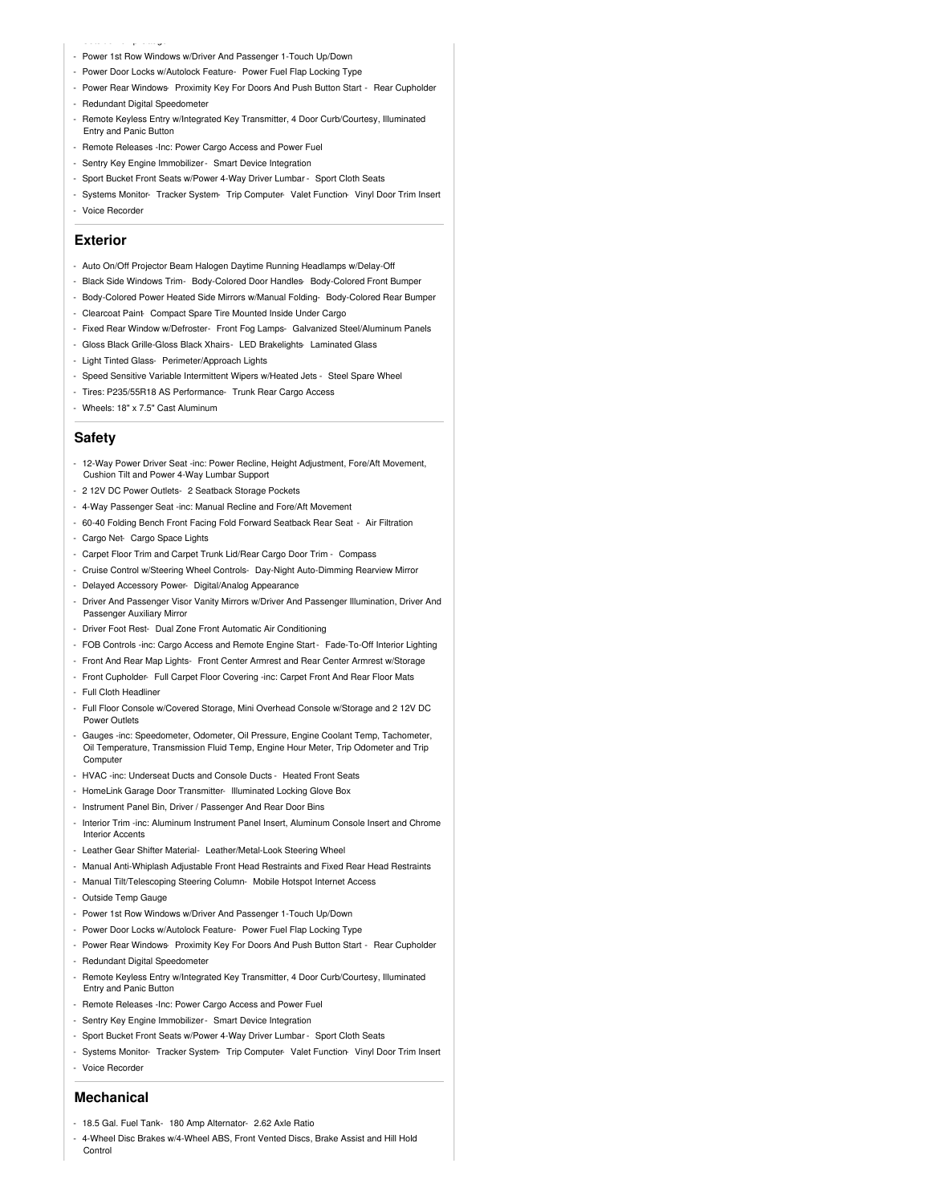- Power 1st Row Windows w/Driver And Passenger 1-Touch Up/Down
- Power Door Locks w/Autolock Feature- Power Fuel Flap Locking Type
- Power Rear Windows- Proximity Key For Doors And Push Button Start - Rear Cupholder
- Redundant Digital Speedometer
- Remote Keyless Entry w/Integrated Key Transmitter, 4 Door Curb/Courtesy, Illuminated Entry and Panic Button
- Remote Releases -Inc: Power Cargo Access and Power Fuel
- Sentry Key Engine Immobilizer - Smart Device Integration
- Sport Bucket Front Seats w/Power 4-Way Driver Lumbar - Sport Cloth Seats
- Systems Monitor- Tracker System- Trip Computer- Valet Function- Vinyl Door Trim Insert
- Voice Recorder

## Exterior

- Auto On/Off Projector Beam Halogen Daytime Running Headlamps w/Delay-Off
- Black Side Windows Trim- Body-Colored Door Handles- Body-Colored Front Bumper
- Body-Colored Power Heated Side Mirrors w/Manual Folding- Body-Colored Rear Bumper
- Clearcoat Paint- Compact Spare Tire Mounted Inside Under Cargo
- Fixed Rear Window w/Defroster- Front Fog Lamps- Galvanized Steel/Aluminum Panels
- Gloss Black Grille-Gloss Black Xhairs- LED Brakelights- Laminated Glass
- Light Tinted Glass- Perimeter/Approach Lights
- Speed Sensitive Variable Intermittent Wipers w/Heated Jets - Steel Spare Wheel
- Tires: P235/55R18 AS Performance- Trunk Rear Cargo Access
- Wheels: 18" x 7.5" Cast Aluminum

## Safety

- 12-Way Power Driver Seat -inc: Power Recline, Height Adjustment, Fore/Aft Movement, Cushion Tilt and Power 4-Way Lumbar Support
- 2 12V DC Power Outlets- 2 Seatback Storage Pockets
- 4-Way Passenger Seat -inc: Manual Recline and Fore/Aft Movement
- 60-40 Folding Bench Front Facing Fold Forward Seatback Rear Seat - Air Filtration
- Cargo Net- Cargo Space Lights
- Carpet Floor Trim and Carpet Trunk Lid/Rear Cargo Door Trim - Compass
- Cruise Control w/Steering Wheel Controls- Day-Night Auto-Dimming Rearview Mirror
- Delayed Accessory Power- Digital/Analog Appearance
- Driver And Passenger Visor Vanity Mirrors w/Driver And Passenger Illumination, Driver And Passenger Auxiliary Mirror
- Driver Foot Rest- Dual Zone Front Automatic Air Conditioning
- FOB Controls -inc: Cargo Access and Remote Engine Start - Fade-To-Off Interior Lighting
- Front And Rear Map Lights- Front Center Armrest and Rear Center Armrest w/Storage
- Front Cupholder- Full Carpet Floor Covering -inc: Carpet Front And Rear Floor Mats
- Full Cloth Headliner
- Full Floor Console w/Covered Storage, Mini Overhead Console w/Storage and 2 12V DC Power Outlets
- Gauges -inc: Speedometer, Odometer, Oil Pressure, Engine Coolant Temp, Tachometer, Oil Temperature, Transmission Fluid Temp, Engine Hour Meter, Trip Odometer and Trip Computer
- HVAC -inc: Underseat Ducts and Console Ducts - Heated Front Seats
- HomeLink Garage Door Transmitter- Illuminated Locking Glove Box
- Instrument Panel Bin, Driver / Passenger And Rear Door Bins
- Interior Trim -inc: Aluminum Instrument Panel Insert, Aluminum Console Insert and Chrome Interior Accents
- Leather Gear Shifter Material- Leather/Metal-Look Steering Wheel
- Manual Anti-Whiplash Adjustable Front Head Restraints and Fixed Rear Head Restraints
- Manual Tilt/Telescoping Steering Column- Mobile Hotspot Internet Access
- Outside Temp Gauge
- Power 1st Row Windows w/Driver And Passenger 1-Touch Up/Down
- Power Door Locks w/Autolock Feature- Power Fuel Flap Locking Type
- Power Rear Windows- Proximity Key For Doors And Push Button Start - Rear Cupholder
- Redundant Digital Speedometer
- Remote Keyless Entry w/Integrated Key Transmitter, 4 Door Curb/Courtesy, Illuminated Entry and Panic Button
- Remote Releases -Inc: Power Cargo Access and Power Fuel
- Sentry Key Engine Immobilizer - Smart Device Integration
- Sport Bucket Front Seats w/Power 4-Way Driver Lumbar - Sport Cloth Seats
- Systems Monitor- Tracker System- Trip Computer- Valet Function- Vinyl Door Trim Insert
- Voice Recorder

## Mechanical

- 18.5 Gal. Fuel Tank- 180 Amp Alternator- 2.62 Axle Ratio
- 4-Wheel Disc Brakes w/4-Wheel ABS, Front Vented Discs, Brake Assist and Hill Hold Control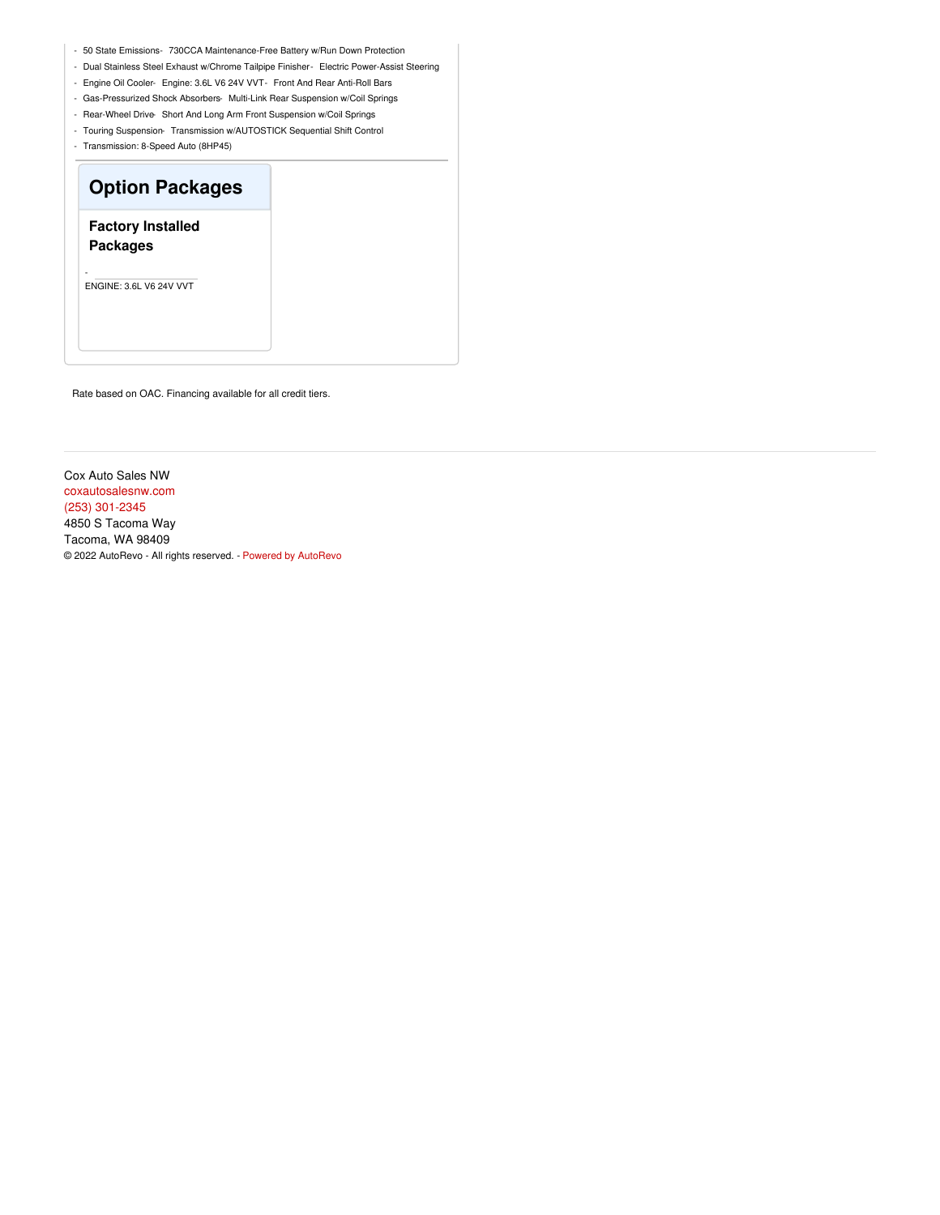- 50 State Emissions
- 730CCA Maintenance-Free Battery w/Run Down Protection
- Dual Stainless Steel Exhaust w/Chrome Tailpipe Finisher
- Electric Power-Assist Steering
- Engine Oil Cooler
- Engine: 3.6L V6 24V VVT
- Front And Rear Anti-Roll Bars
- Gas-Pressurized Shock Absorbers
- Multi-Link Rear Suspension w/Coil Springs
- Rear-Wheel Drive
- Short And Long Arm Front Suspension w/Coil Springs
- Touring Suspension
- Transmission w/AUTOSTICK Sequential Shift Control
- Transmission: 8-Speed Auto (8HP45)

## Option Packages

### Factory Installed Packages

- ENGINE: 3.6L V6 24V VVT

Rate based on OAC. Financing available for all credit tiers.

Cox Auto Sales NW
coxautosalesnw.com
(253) 301-2345
4850 S Tacoma Way
Tacoma, WA 98409
© 2022 AutoRevo - All rights reserved. - Powered by AutoRevo